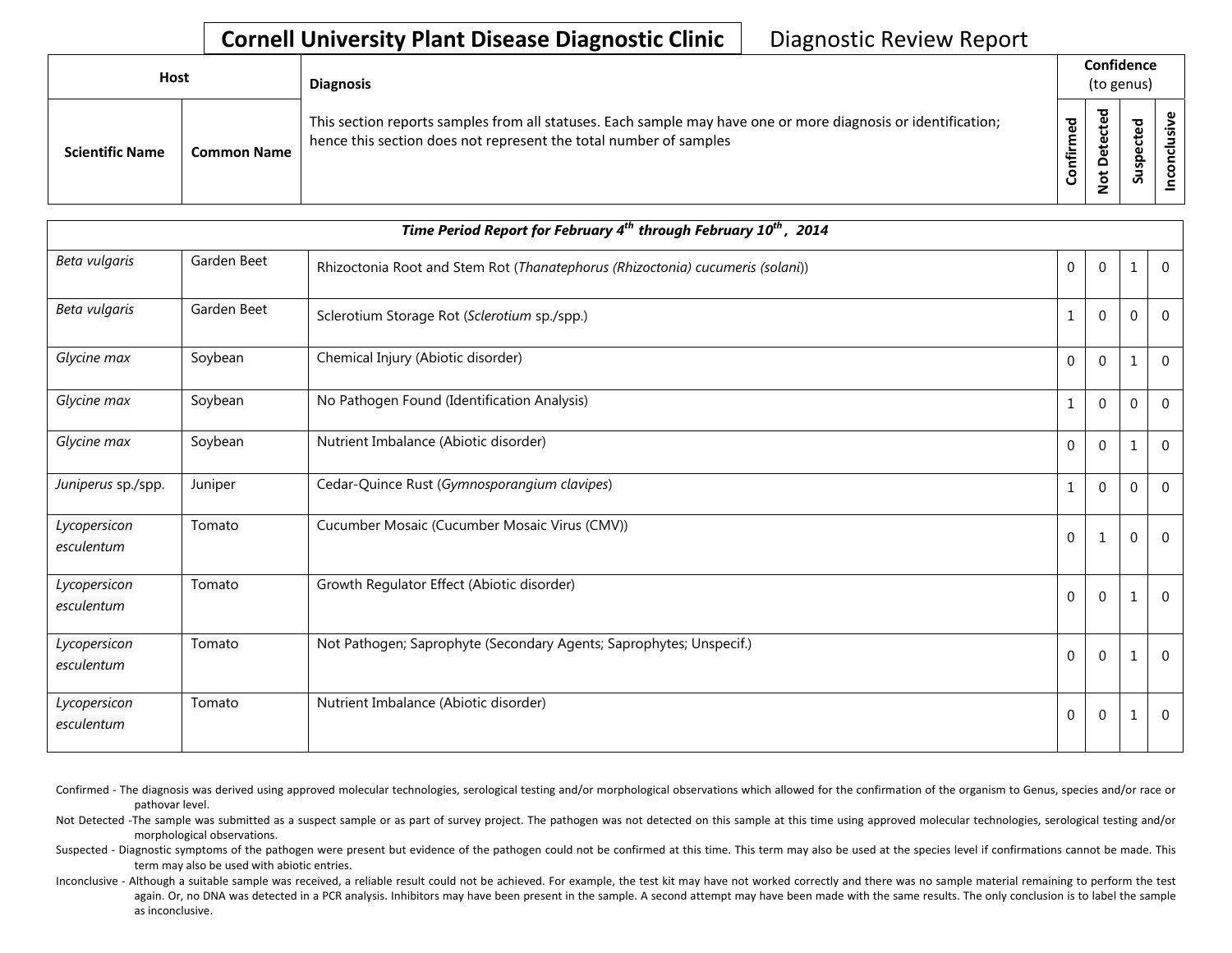# Cornell University Plant Disease Diagnostic Clinic

Diagnostic Review Report

| Host | | Diagnosis | Confidence (to genus) | | | |
|---|---|---|---|---|---|---|
| Scientific Name | Common Name | This section reports samples from all statuses. Each sample may have one or more diagnosis or identification; hence this section does not represent the total number of samples | Confirmed | Not Detected | Suspected | Inconclusive |
| ***Time Period Report for February 4th through February 10th , 2014*** | | | | | | |
| *Beta vulgaris* | Garden Beet | Rhizoctonia Root and Stem Rot (*Thanatephorus (Rhizoctonia) cucumeris (solani)*) | 0 | 0 | 1 | 0 |
| *Beta vulgaris* | Garden Beet | Sclerotium Storage Rot (*Sclerotium* sp./spp.) | 1 | 0 | 0 | 0 |
| *Glycine max* | Soybean | Chemical Injury (Abiotic disorder) | 0 | 0 | 1 | 0 |
| *Glycine max* | Soybean | No Pathogen Found (Identification Analysis) | 1 | 0 | 0 | 0 |
| *Glycine max* | Soybean | Nutrient Imbalance (Abiotic disorder) | 0 | 0 | 1 | 0 |
| *Juniperus* sp./spp. | Juniper | Cedar-Quince Rust (*Gymnosporangium clavipes*) | 1 | 0 | 0 | 0 |
| *Lycopersicon esculentum* | Tomato | Cucumber Mosaic (Cucumber Mosaic Virus (CMV)) | 0 | 1 | 0 | 0 |
| *Lycopersicon esculentum* | Tomato | Growth Regulator Effect (Abiotic disorder) | 0 | 0 | 1 | 0 |
| *Lycopersicon esculentum* | Tomato | Not Pathogen; Saprophyte (Secondary Agents; Saprophytes; Unspecif.) | 0 | 0 | 1 | 0 |
| *Lycopersicon esculentum* | Tomato | Nutrient Imbalance (Abiotic disorder) | 0 | 0 | 1 | 0 |

Confirmed - The diagnosis was derived using approved molecular technologies, serological testing and/or morphological observations which allowed for the confirmation of the organism to Genus, species and/or race or pathovar level.

Not Detected -The sample was submitted as a suspect sample or as part of survey project. The pathogen was not detected on this sample at this time using approved molecular technologies, serological testing and/or morphological observations.

Suspected - Diagnostic symptoms of the pathogen were present but evidence of the pathogen could not be confirmed at this time. This term may also be used at the species level if confirmations cannot be made. This term may also be used with abiotic entries.

Inconclusive - Although a suitable sample was received, a reliable result could not be achieved. For example, the test kit may have not worked correctly and there was no sample material remaining to perform the test again. Or, no DNA was detected in a PCR analysis. Inhibitors may have been present in the sample. A second attempt may have been made with the same results. The only conclusion is to label the sample as inconclusive.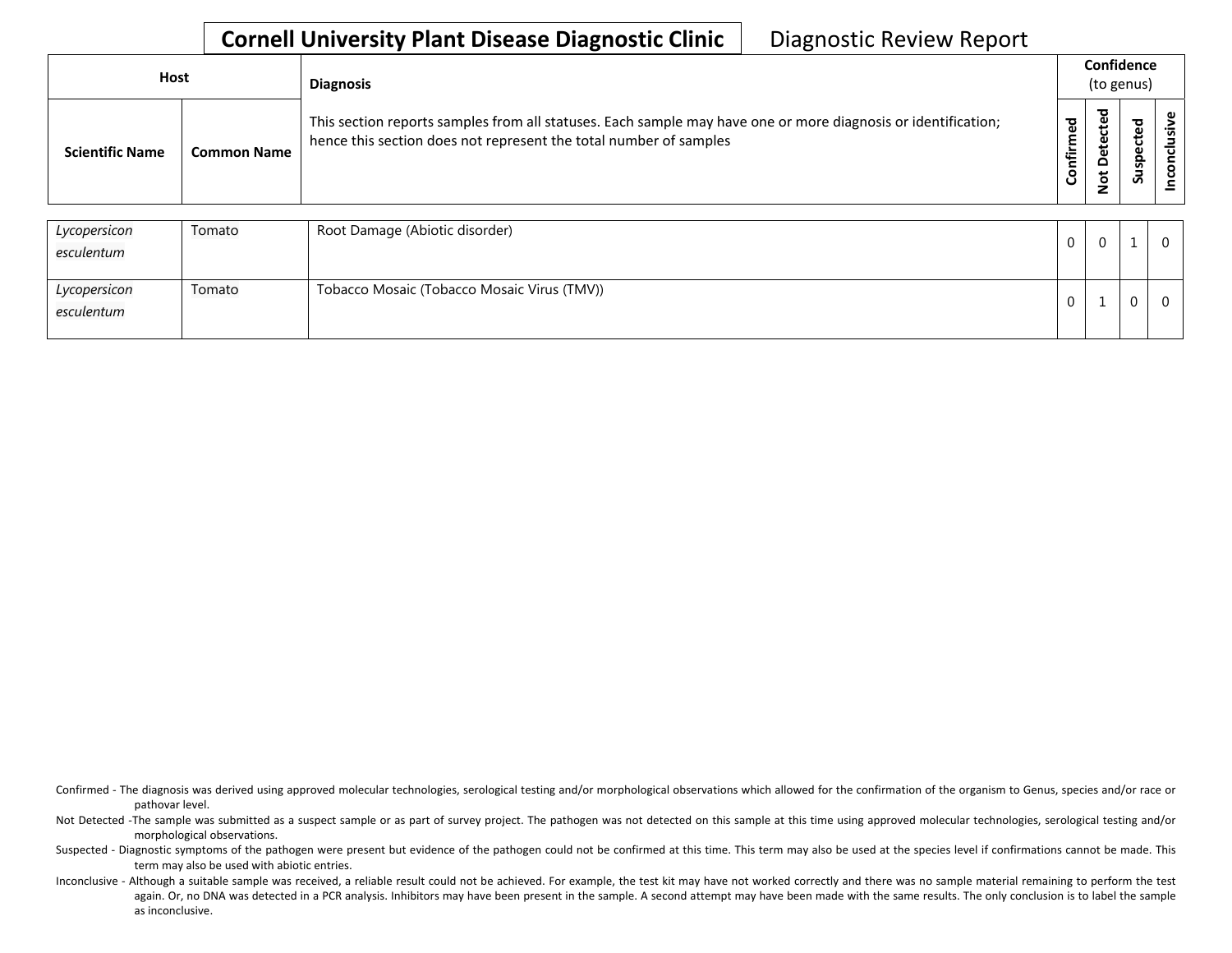# Cornell University Plant Disease Diagnostic Clinic

Diagnostic Review Report

| Host | | Diagnosis | Confidence (to genus) | | | |
|---|---|---|---|---|---|---|
| Scientific Name | Common Name | This section reports samples from all statuses. Each sample may have one or more diagnosis or identification; hence this section does not represent the total number of samples | Confirmed | Not Detected | Suspected | Inconclusive |
| *Lycopersicon esculentum* | Tomato | Root Damage (Abiotic disorder) | 0 | 0 | 1 | 0 |
| *Lycopersicon esculentum* | Tomato | Tobacco Mosaic (Tobacco Mosaic Virus (TMV)) | 0 | 1 | 0 | 0 |

Confirmed - The diagnosis was derived using approved molecular technologies, serological testing and/or morphological observations which allowed for the confirmation of the organism to Genus, species and/or race or pathovar level.

Not Detected -The sample was submitted as a suspect sample or as part of survey project. The pathogen was not detected on this sample at this time using approved molecular technologies, serological testing and/or morphological observations.

Suspected - Diagnostic symptoms of the pathogen were present but evidence of the pathogen could not be confirmed at this time. This term may also be used at the species level if confirmations cannot be made. This term may also be used with abiotic entries.

Inconclusive - Although a suitable sample was received, a reliable result could not be achieved. For example, the test kit may have not worked correctly and there was no sample material remaining to perform the test again. Or, no DNA was detected in a PCR analysis. Inhibitors may have been present in the sample. A second attempt may have been made with the same results. The only conclusion is to label the sample as inconclusive.